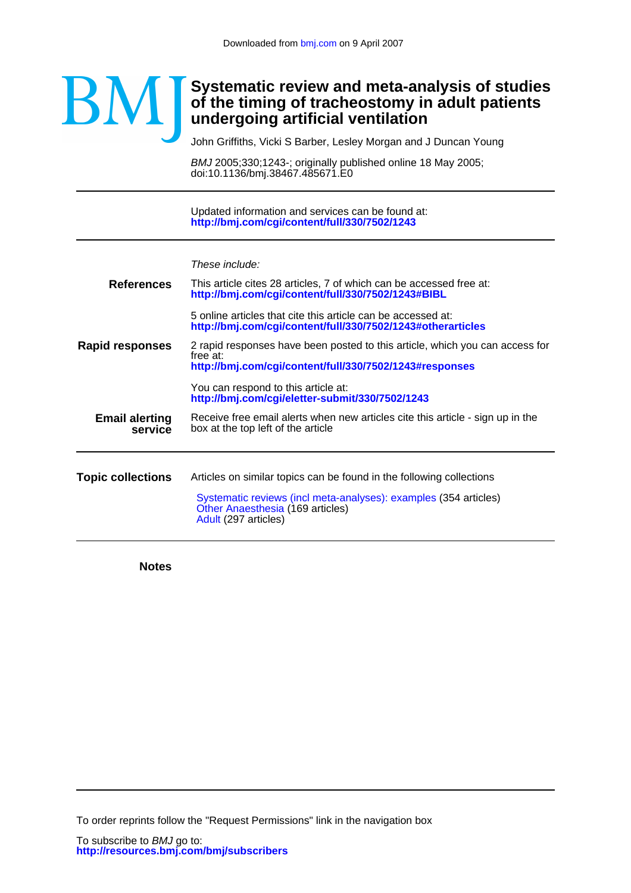Downloaded from bmj.com on 9 April 2007

BMJ

# Systematic review and meta-analysis of studies of the timing of tracheostomy in adult patients undergoing artificial ventilation

John Griffiths, Vicki S Barber, Lesley Morgan and J Duncan Young

*BMJ* 2005;330;1243-; originally published online 18 May 2005;
doi:10.1136/bmj.38467.485671.E0

---

Updated information and services can be found at:
**http://bmj.com/cgi/content/full/330/7502/1243**

---

*These include:*

**References**

This article cites 28 articles, 7 of which can be accessed free at:
**http://bmj.com/cgi/content/full/330/7502/1243#BIBL**

5 online articles that cite this article can be accessed at:
**http://bmj.com/cgi/content/full/330/7502/1243#otherarticles**

**Rapid responses**

2 rapid responses have been posted to this article, which you can access for free at:
**http://bmj.com/cgi/content/full/330/7502/1243#responses**

You can respond to this article at:
**http://bmj.com/cgi/eletter-submit/330/7502/1243**

**Email alerting service**

Receive free email alerts when new articles cite this article - sign up in the box at the top left of the article

---

**Topic collections**

Articles on similar topics can be found in the following collections

Systematic reviews (incl meta-analyses): examples (354 articles)
Other Anaesthesia (169 articles)
Adult (297 articles)

---

**Notes**

---

To order reprints follow the "Request Permissions" link in the navigation box

To subscribe to *BMJ* go to:
**http://resources.bmj.com/bmj/subscribers**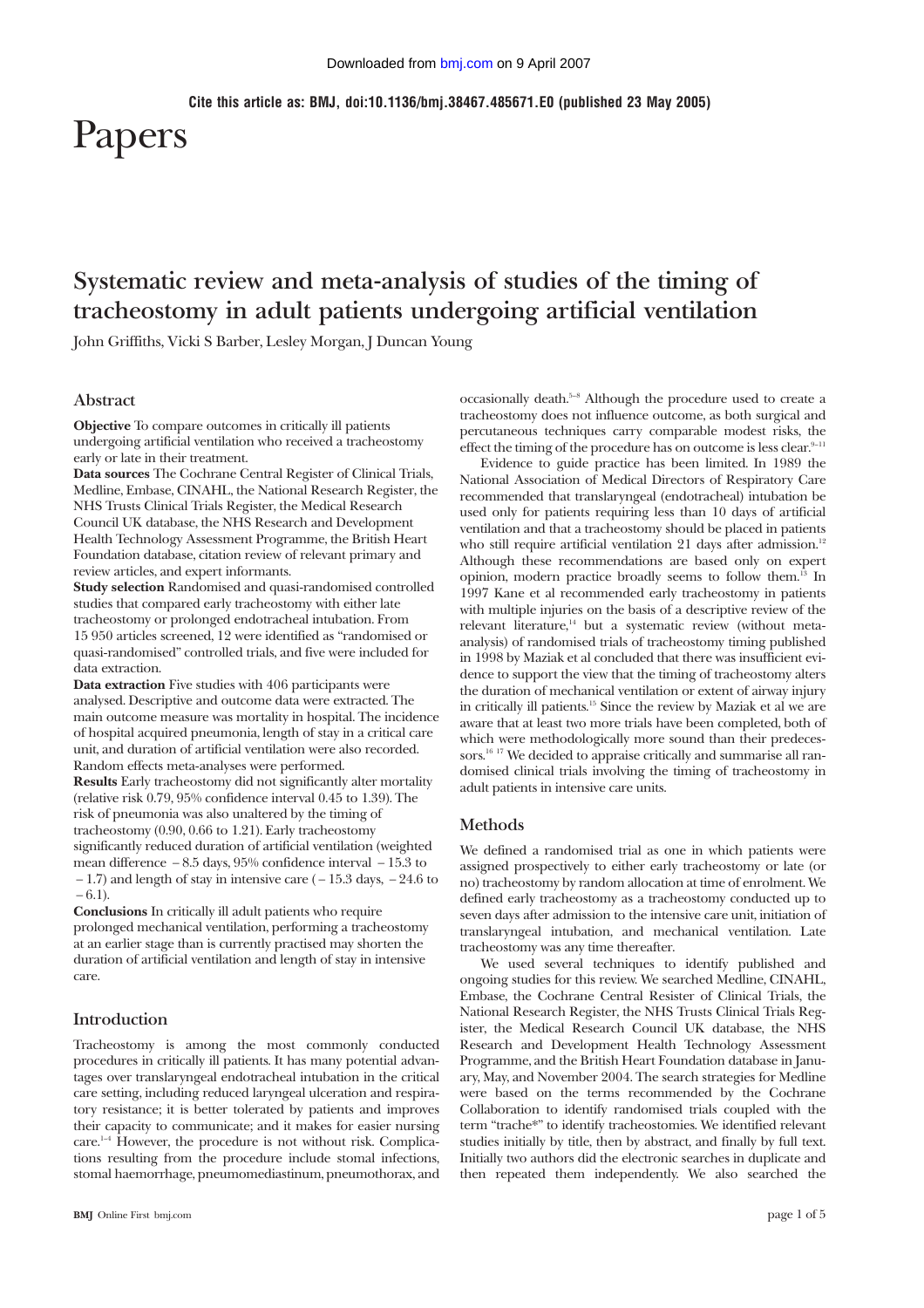Cite this article as: BMJ, doi:10.1136/bmj.38467.485671.E0 (published 23 May 2005)

# Papers

## Systematic review and meta-analysis of studies of the timing of tracheostomy in adult patients undergoing artificial ventilation

John Griffiths, Vicki S Barber, Lesley Morgan, J Duncan Young

### Abstract

**Objective** To compare outcomes in critically ill patients undergoing artificial ventilation who received a tracheostomy early or late in their treatment.

**Data sources** The Cochrane Central Register of Clinical Trials, Medline, Embase, CINAHL, the National Research Register, the NHS Trusts Clinical Trials Register, the Medical Research Council UK database, the NHS Research and Development Health Technology Assessment Programme, the British Heart Foundation database, citation review of relevant primary and review articles, and expert informants.

**Study selection** Randomised and quasi-randomised controlled studies that compared early tracheostomy with either late tracheostomy or prolonged endotracheal intubation. From 15 950 articles screened, 12 were identified as "randomised or quasi-randomised" controlled trials, and five were included for data extraction.

**Data extraction** Five studies with 406 participants were analysed. Descriptive and outcome data were extracted. The main outcome measure was mortality in hospital. The incidence of hospital acquired pneumonia, length of stay in a critical care unit, and duration of artificial ventilation were also recorded. Random effects meta-analyses were performed.

**Results** Early tracheostomy did not significantly alter mortality (relative risk 0.79, 95% confidence interval 0.45 to 1.39). The risk of pneumonia was also unaltered by the timing of tracheostomy (0.90, 0.66 to 1.21). Early tracheostomy significantly reduced duration of artificial ventilation (weighted mean difference − 8.5 days, 95% confidence interval − 15.3 to − 1.7) and length of stay in intensive care (− 15.3 days, − 24.6 to − 6.1).

**Conclusions** In critically ill adult patients who require prolonged mechanical ventilation, performing a tracheostomy at an earlier stage than is currently practised may shorten the duration of artificial ventilation and length of stay in intensive care.

### Introduction

Tracheostomy is among the most commonly conducted procedures in critically ill patients. It has many potential advantages over translaryngeal endotracheal intubation in the critical care setting, including reduced laryngeal ulceration and respiratory resistance; it is better tolerated by patients and improves their capacity to communicate; and it makes for easier nursing care.[1–4] However, the procedure is not without risk. Complications resulting from the procedure include stomal infections, stomal haemorrhage, pneumomediastinum, pneumothorax, and occasionally death.[5–8] Although the procedure used to create a tracheostomy does not influence outcome, as both surgical and percutaneous techniques carry comparable modest risks, the effect the timing of the procedure has on outcome is less clear.[9–11]

Evidence to guide practice has been limited. In 1989 the National Association of Medical Directors of Respiratory Care recommended that translaryngeal (endotracheal) intubation be used only for patients requiring less than 10 days of artificial ventilation and that a tracheostomy should be placed in patients who still require artificial ventilation 21 days after admission.[12] Although these recommendations are based only on expert opinion, modern practice broadly seems to follow them.[13] In 1997 Kane et al recommended early tracheostomy in patients with multiple injuries on the basis of a descriptive review of the relevant literature,[14] but a systematic review (without meta-analysis) of randomised trials of tracheostomy timing published in 1998 by Maziak et al concluded that there was insufficient evidence to support the view that the timing of tracheostomy alters the duration of mechanical ventilation or extent of airway injury in critically ill patients.[15] Since the review by Maziak et al we are aware that at least two more trials have been completed, both of which were methodologically more sound than their predecessors.[16 17] We decided to appraise critically and summarise all randomised clinical trials involving the timing of tracheostomy in adult patients in intensive care units.

### Methods

We defined a randomised trial as one in which patients were assigned prospectively to either early tracheostomy or late (or no) tracheostomy by random allocation at time of enrolment. We defined early tracheostomy as a tracheostomy conducted up to seven days after admission to the intensive care unit, initiation of translaryngeal intubation, and mechanical ventilation. Late tracheostomy was any time thereafter.

We used several techniques to identify published and ongoing studies for this review. We searched Medline, CINAHL, Embase, the Cochrane Central Resister of Clinical Trials, the National Research Register, the NHS Trusts Clinical Trials Register, the Medical Research Council UK database, the NHS Research and Development Health Technology Assessment Programme, and the British Heart Foundation database in January, May, and November 2004. The search strategies for Medline were based on the terms recommended by the Cochrane Collaboration to identify randomised trials coupled with the term "trache*" to identify tracheostomies. We identified relevant studies initially by title, then by abstract, and finally by full text. Initially two authors did the electronic searches in duplicate and then repeated them independently. We also searched the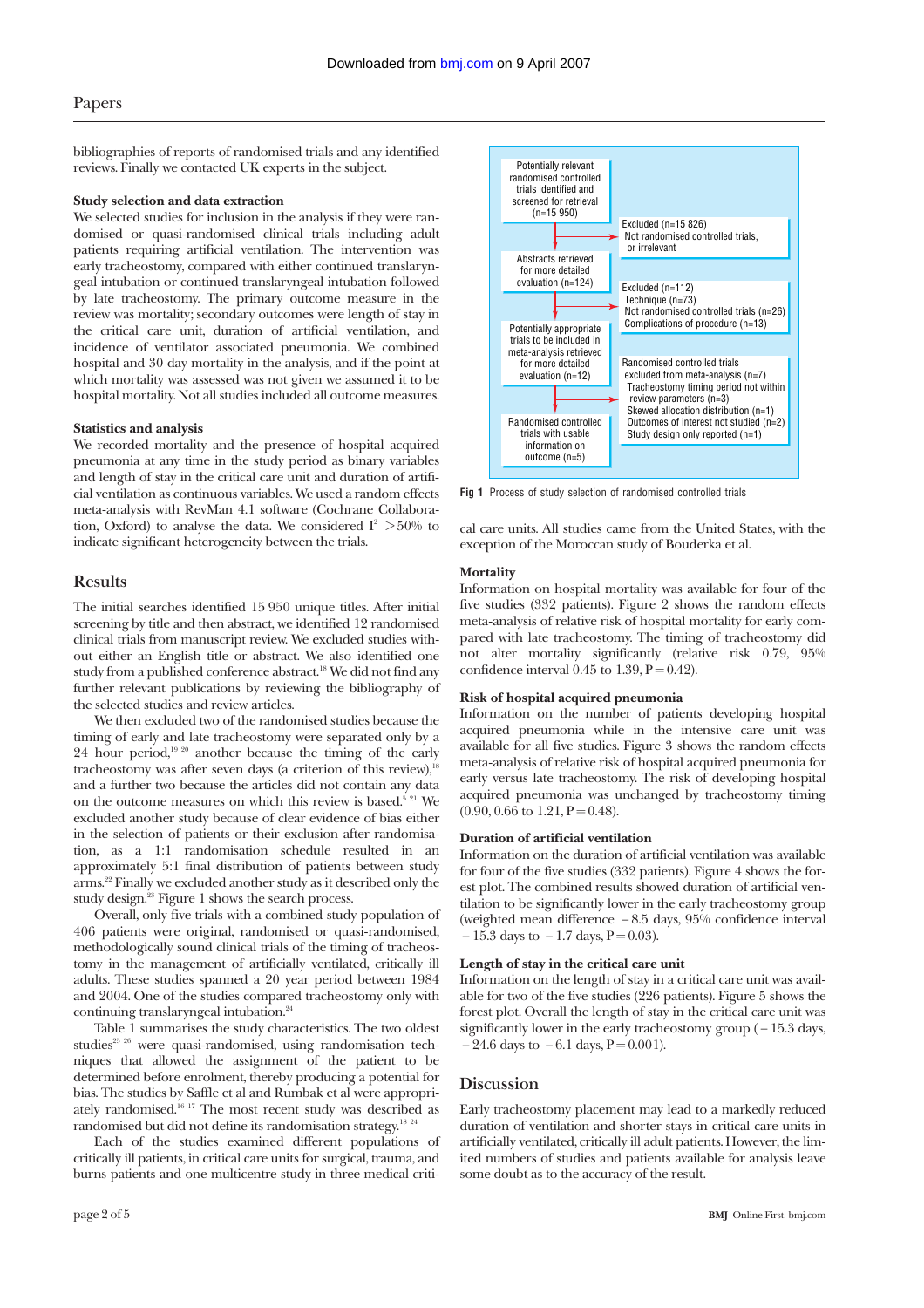bibliographies of reports of randomised trials and any identified reviews. Finally we contacted UK experts in the subject.

### Study selection and data extraction

We selected studies for inclusion in the analysis if they were randomised or quasi-randomised clinical trials including adult patients requiring artificial ventilation. The intervention was early tracheostomy, compared with either continued translaryngeal intubation or continued translaryngeal intubation followed by late tracheostomy. The primary outcome measure in the review was mortality; secondary outcomes were length of stay in the critical care unit, duration of artificial ventilation, and incidence of ventilator associated pneumonia. We combined hospital and 30 day mortality in the analysis, and if the point at which mortality was assessed was not given we assumed it to be hospital mortality. Not all studies included all outcome measures.

### Statistics and analysis

We recorded mortality and the presence of hospital acquired pneumonia at any time in the study period as binary variables and length of stay in the critical care unit and duration of artificial ventilation as continuous variables. We used a random effects meta-analysis with RevMan 4.1 software (Cochrane Collaboration, Oxford) to analyse the data. We considered $I^2 > 50\%$ to indicate significant heterogeneity between the trials.

## Results

The initial searches identified 15 950 unique titles. After initial screening by title and then abstract, we identified 12 randomised clinical trials from manuscript review. We excluded studies without either an English title or abstract. We also identified one study from a published conference abstract.[18] We did not find any further relevant publications by reviewing the bibliography of the selected studies and review articles.

We then excluded two of the randomised studies because the timing of early and late tracheostomy were separated only by a 24 hour period,[19 20] another because the timing of the early tracheostomy was after seven days (a criterion of this review),[18] and a further two because the articles did not contain any data on the outcome measures on which this review is based.[5 21] We excluded another study because of clear evidence of bias either in the selection of patients or their exclusion after randomisation, as a 1:1 randomisation schedule resulted in an approximately 5:1 final distribution of patients between study arms.[22] Finally we excluded another study as it described only the study design.[23] Figure 1 shows the search process.

Overall, only five trials with a combined study population of 406 patients were original, randomised or quasi-randomised, methodologically sound clinical trials of the timing of tracheostomy in the management of artificially ventilated, critically ill adults. These studies spanned a 20 year period between 1984 and 2004. One of the studies compared tracheostomy only with continuing translaryngeal intubation.[24]

Table 1 summarises the study characteristics. The two oldest studies[25 26] were quasi-randomised, using randomisation techniques that allowed the assignment of the patient to be determined before enrolment, thereby producing a potential for bias. The studies by Saffle et al and Rumbak et al were appropriately randomised.[16 17] The most recent study was described as randomised but did not define its randomisation strategy.[18 24]

Each of the studies examined different populations of critically ill patients, in critical care units for surgical, trauma, and burns patients and one multicentre study in three medical critical care units. All studies came from the United States, with the exception of the Moroccan study of Bouderka et al.

Potentially relevant randomised controlled trials identified and screened for retrieval (n=15 950)
→ Excluded (n=15 826): Not randomised controlled trials, or irrelevant

Abstracts retrieved for more detailed evaluation (n=124)
→ Excluded (n=112): Technique (n=73); Not randomised controlled trials (n=26); Complications of procedure (n=13)

Potentially appropriate trials to be included in meta-analysis retrieved for more detailed evaluation (n=12)
→ Randomised controlled trials excluded from meta-analysis (n=7): Tracheostomy timing period not within review parameters (n=3); Skewed allocation distribution (n=1); Outcomes of interest not studied (n=2); Study design only reported (n=1)

Randomised controlled trials with usable information on outcome (n=5)

**Fig 1** Process of study selection of randomised controlled trials

### Mortality

Information on hospital mortality was available for four of the five studies (332 patients). Figure 2 shows the random effects meta-analysis of relative risk of hospital mortality for early compared with late tracheostomy. The timing of tracheostomy did not alter mortality significantly (relative risk 0.79, 95% confidence interval 0.45 to 1.39, $P=0.42$).

### Risk of hospital acquired pneumonia

Information on the number of patients developing hospital acquired pneumonia while in the intensive care unit was available for all five studies. Figure 3 shows the random effects meta-analysis of relative risk of hospital acquired pneumonia for early versus late tracheostomy. The risk of developing hospital acquired pneumonia was unchanged by tracheostomy timing (0.90, 0.66 to 1.21, $P=0.48$).

### Duration of artificial ventilation

Information on the duration of artificial ventilation was available for four of the five studies (332 patients). Figure 4 shows the forest plot. The combined results showed duration of artificial ventilation to be significantly lower in the early tracheostomy group (weighted mean difference −8.5 days, 95% confidence interval −15.3 days to −1.7 days, $P=0.03$).

### Length of stay in the critical care unit

Information on the length of stay in a critical care unit was available for two of the five studies (226 patients). Figure 5 shows the forest plot. Overall the length of stay in the critical care unit was significantly lower in the early tracheostomy group (−15.3 days, −24.6 days to −6.1 days, $P=0.001$).

## Discussion

Early tracheostomy placement may lead to a markedly reduced duration of ventilation and shorter stays in critical care units in artificially ventilated, critically ill adult patients. However, the limited numbers of studies and patients available for analysis leave some doubt as to the accuracy of the result.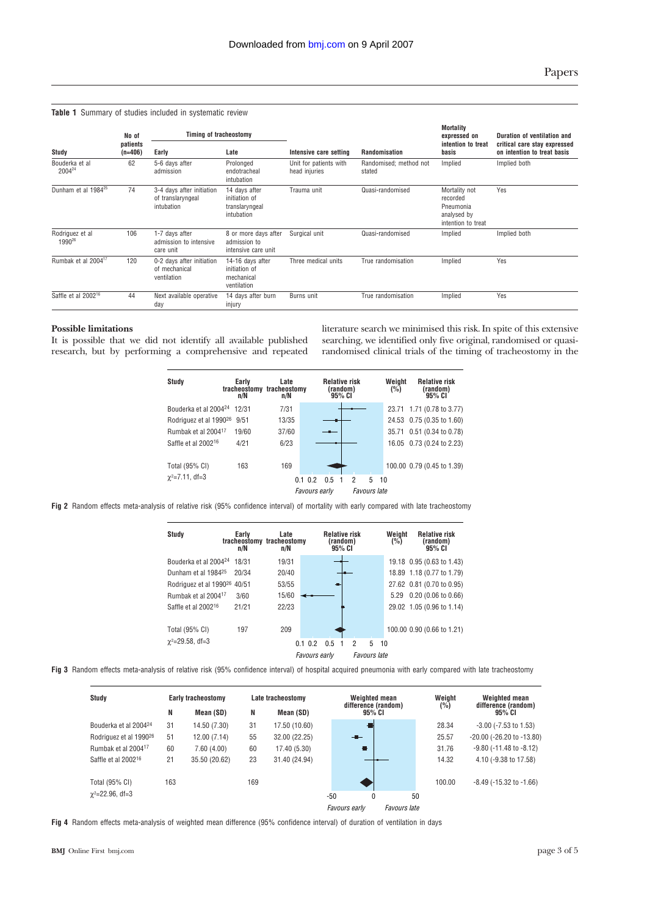**Table 1** Summary of studies included in systematic review

| Study | No of patients (n=406) | Timing of tracheostomy | | Intensive care setting | Randomisation | Mortality expressed on intention to treat basis | Duration of ventilation and critical care stay expressed on intention to treat basis |
|---|---|---|---|---|---|---|---|
| | | Early | Late | | | | |
| Bouderka et al 2004[24] | 62 | 5-6 days after admission | Prolonged endotracheal intubation | Unit for patients with head injuries | Randomised; method not stated | Implied | Implied both |
| Dunham et al 1984[25] | 74 | 3-4 days after initiation of translaryngeal intubation | 14 days after initiation of translaryngeal intubation | Trauma unit | Quasi-randomised | Mortality not recorded Pneumonia analysed by intention to treat | Yes |
| Rodriguez et al 1990[26] | 106 | 1-7 days after admission to intensive care unit | 8 or more days after admission to intensive care unit | Surgical unit | Quasi-randomised | Implied | Implied both |
| Rumbak et al 2004[17] | 120 | 0-2 days after initiation of mechanical ventilation | 14-16 days after initiation of mechanical ventilation | Three medical units | True randomisation | Implied | Yes |
| Saffle et al 2002[16] | 44 | Next available operative day | 14 days after burn injury | Burns unit | True randomisation | Implied | Yes |

### Possible limitations

It is possible that we did not identify all available published research, but by performing a comprehensive and repeated literature search we minimised this risk. In spite of this extensive searching, we identified only five original, randomised or quasi-randomised clinical trials of the timing of tracheostomy in the

| Study | Early tracheostomy n/N | Late tracheostomy n/N | Weight (%) | Relative risk (random) 95% CI |
|---|---|---|---|---|
| Bouderka et al 2004[24] | 12/31 | 7/31 | 23.71 | 1.71 (0.78 to 3.77) |
| Rodriguez et al 1990[26] | 9/51 | 13/35 | 24.53 | 0.75 (0.35 to 1.60) |
| Rumbak et al 2004[17] | 19/60 | 37/60 | 35.71 | 0.51 (0.34 to 0.78) |
| Saffle et al 2002[16] | 4/21 | 6/23 | 16.05 | 0.73 (0.24 to 2.23) |
| Total (95% CI) | 163 | 169 | 100.00 | 0.79 (0.45 to 1.39) |

$\chi^2$=7.11, df=3

Fig 2 Random effects meta-analysis of relative risk (95% confidence interval) of mortality with early compared with late tracheostomy

| Study | Early tracheostomy n/N | Late tracheostomy n/N | Weight (%) | Relative risk (random) 95% CI |
|---|---|---|---|---|
| Bouderka et al 2004[24] | 18/31 | 19/31 | 19.18 | 0.95 (0.63 to 1.43) |
| Dunham et al 1984[25] | 20/34 | 20/40 | 18.89 | 1.18 (0.77 to 1.79) |
| Rodriguez et al 1990[26] | 40/51 | 53/55 | 27.62 | 0.81 (0.70 to 0.95) |
| Rumbak et al 2004[17] | 3/60 | 15/60 | 5.29 | 0.20 (0.06 to 0.66) |
| Saffle et al 2002[16] | 21/21 | 22/23 | 29.02 | 1.05 (0.96 to 1.14) |
| Total (95% CI) | 197 | 209 | 100.00 | 0.90 (0.66 to 1.21) |

$\chi^2$=29.58, df=3

Fig 3 Random effects meta-analysis of relative risk (95% confidence interval) of hospital acquired pneumonia with early compared with late tracheostomy

| Study | Early tracheostomy | | Late tracheostomy | | Weight (%) | Weighted mean difference (random) 95% CI |
|---|---|---|---|---|---|---|
| | N | Mean (SD) | N | Mean (SD) | | |
| Bouderka et al 2004[24] | 31 | 14.50 (7.30) | 31 | 17.50 (10.60) | 28.34 | -3.00 (-7.53 to 1.53) |
| Rodriguez et al 1990[26] | 51 | 12.00 (7.14) | 55 | 32.00 (22.25) | 25.57 | -20.00 (-26.20 to -13.80) |
| Rumbak et al 2004[17] | 60 | 7.60 (4.00) | 60 | 17.40 (5.30) | 31.76 | -9.80 (-11.48 to -8.12) |
| Saffle et al 2002[16] | 21 | 35.50 (20.62) | 23 | 31.40 (24.94) | 14.32 | 4.10 (-9.38 to 17.58) |
| Total (95% CI) | 163 | | 169 | | 100.00 | -8.49 (-15.32 to -1.66) |

$\chi^2$=22.96, df=3

Fig 4 Random effects meta-analysis of weighted mean difference (95% confidence interval) of duration of ventilation in days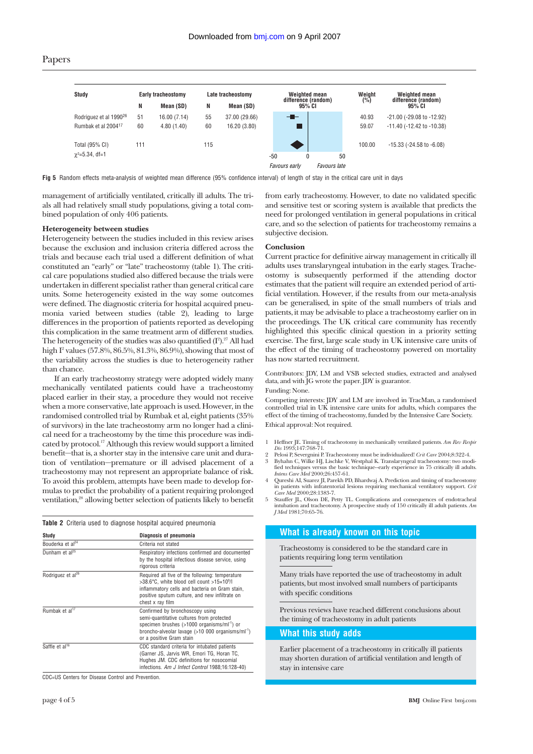| Study | Early tracheostomy | | Late tracheostomy | | Weighted mean difference (random) 95% CI | Weight (%) | Weighted mean difference (random) 95% CI |
|---|---|---|---|---|---|---|---|
| | N | Mean (SD) | N | Mean (SD) | | | |
| Rodriguez et al 1990[26] | 51 | 16.00 (7.14) | 55 | 37.00 (29.66) | | 40.93 | -21.00 (-29.08 to -12.92) |
| Rumbak et al 2004[17] | 60 | 4.80 (1.40) | 60 | 16.20 (3.80) | | 59.07 | -11.40 (-12.42 to -10.38) |
| Total (95% CI) | 111 | | 115 | | | 100.00 | -15.33 (-24.58 to -6.08) |
| $\chi^2$=5.34, df=1 | | | | | -50 0 50 Favours early Favours late | | |

**Fig 5** Random effects meta-analysis of weighted mean difference (95% confidence interval) of length of stay in the critical care unit in days

management of artificially ventilated, critically ill adults. The trials all had relatively small study populations, giving a total combined population of only 406 patients.

### Heterogeneity between studies

Heterogeneity between the studies included in this review arises because the exclusion and inclusion criteria differed across the trials and because each trial used a different definition of what constituted an "early" or "late" tracheostomy (table 1). The critical care populations studied also differed because the trials were undertaken in different specialist rather than general critical care units. Some heterogeneity existed in the way some outcomes were defined. The diagnostic criteria for hospital acquired pneumonia varied between studies (table 2), leading to large differences in the proportion of patients reported as developing this complication in the same treatment arm of different studies. The heterogeneity of the studies was also quantified ($I^2$).[27] All had high $I^2$ values (57.8%, 86.5%, 81.3%, 86.9%), showing that most of the variability across the studies is due to heterogeneity rather than chance.

If an early tracheostomy strategy were adopted widely many mechanically ventilated patients could have a tracheostomy placed earlier in their stay, a procedure they would not receive when a more conservative, late approach is used. However, in the randomised controlled trial by Rumbak et al, eight patients (35% of survivors) in the late tracheostomy arm no longer had a clinical need for a tracheostomy by the time this procedure was indicated by protocol.[17] Although this review would support a limited benefit—that is, a shorter stay in the intensive care unit and duration of ventilation—premature or ill advised placement of a tracheostomy may not represent an appropriate balance of risk. To avoid this problem, attempts have been made to develop formulas to predict the probability of a patient requiring prolonged ventilation,[28] allowing better selection of patients likely to benefit from early tracheostomy. However, to date no validated specific and sensitive test or scoring system is available that predicts the need for prolonged ventilation in general populations in critical care, and so the selection of patients for tracheostomy remains a subjective decision.

**Table 2** Criteria used to diagnose hospital acquired pneumonia

| Study | Diagnosis of pneumonia |
|---|---|
| Bouderka et al[24] | Criteria not stated |
| Dunham et al[25] | Respiratory infections confirmed and documented by the hospital infectious disease service, using rigorous criteria |
| Rodriguez et al[26] | Required all five of the following: temperature >38.6°C, white blood cell count >15×10$^9$/l inflammatory cells and bacteria on Gram stain, positive sputum culture, and new infiltrate on chest x ray film |
| Rumbak et al[17] | Confirmed by bronchoscopy using semi-quantitative cultures from protected specimen brushes (>1000 organisms/ml$^{-1}$) or broncho-alveolar lavage (>10 000 organisms/ml$^{-1}$) or a positive Gram stain |
| Saffle et al[16] | CDC standard criteria for intubated patients (Garner JS, Jarvis WR, Emori TG, Horan TC, Hughes JM. CDC definitions for nosocomial infections. *Am J Infect Control* 1988;16:128-40) |

CDC=US Centers for Disease Control and Prevention.

### Conclusion

Current practice for definitive airway management in critically ill adults uses translaryngeal intubation in the early stages. Tracheostomy is subsequently performed if the attending doctor estimates that the patient will require an extended period of artificial ventilation. However, if the results from our meta-analysis can be generalised, in spite of the small numbers of trials and patients, it may be advisable to place a tracheostomy earlier on in the proceedings. The UK critical care community has recently highlighted this specific clinical question in a priority setting exercise. The first, large scale study in UK intensive care units of the effect of the timing of tracheostomy powered on mortality has now started recruitment.

Contributors: JDY, LM and VSB selected studies, extracted and analysed data, and with JG wrote the paper. JDY is guarantor.

Funding: None.

Competing interests: JDY and LM are involved in TracMan, a randomised controlled trial in UK intensive care units for adults, which compares the effect of the timing of tracheostomy, funded by the Intensive Care Society.

Ethical approval: Not required.

1. Heffner JE. Timing of tracheotomy in mechanically ventilated patients. *Am Rev Respir Dis* 1993;147:768-71.
2. Pelosi P, Severgnini P. Tracheostomy must be individualized! *Crit Care* 2004;8:322-4.
3. Byhahn C, Wilke HJ, Lischke V, Westphal K. Translaryngeal tracheostomy: two modified techniques versus the basic technique--early experience in 75 critically ill adults. *Intens Care Med* 2000;26:457-61.
4. Qureshi AI, Suarez JI, Parekh PD, Bhardwaj A. Prediction and timing of tracheostomy in patients with infratentorial lesions requiring mechanical ventilatory support. *Crit Care Med* 2000;28:1383-7.
5. Stauffer JL, Olson DE, Petty TL. Complications and consequences of endotracheal intubation and tracheotomy. A prospective study of 150 critically ill adult patients. *Am J Med* 1981;70:65-76.

### What is already known on this topic

Tracheostomy is considered to be the standard care in patients requiring long term ventilation

Many trials have reported the use of tracheostomy in adult patients, but most involved small numbers of participants with specific conditions

Previous reviews have reached different conclusions about the timing of tracheostomy in adult patients

### What this study adds

Earlier placement of a tracheostomy in critically ill patients may shorten duration of artificial ventilation and length of stay in intensive care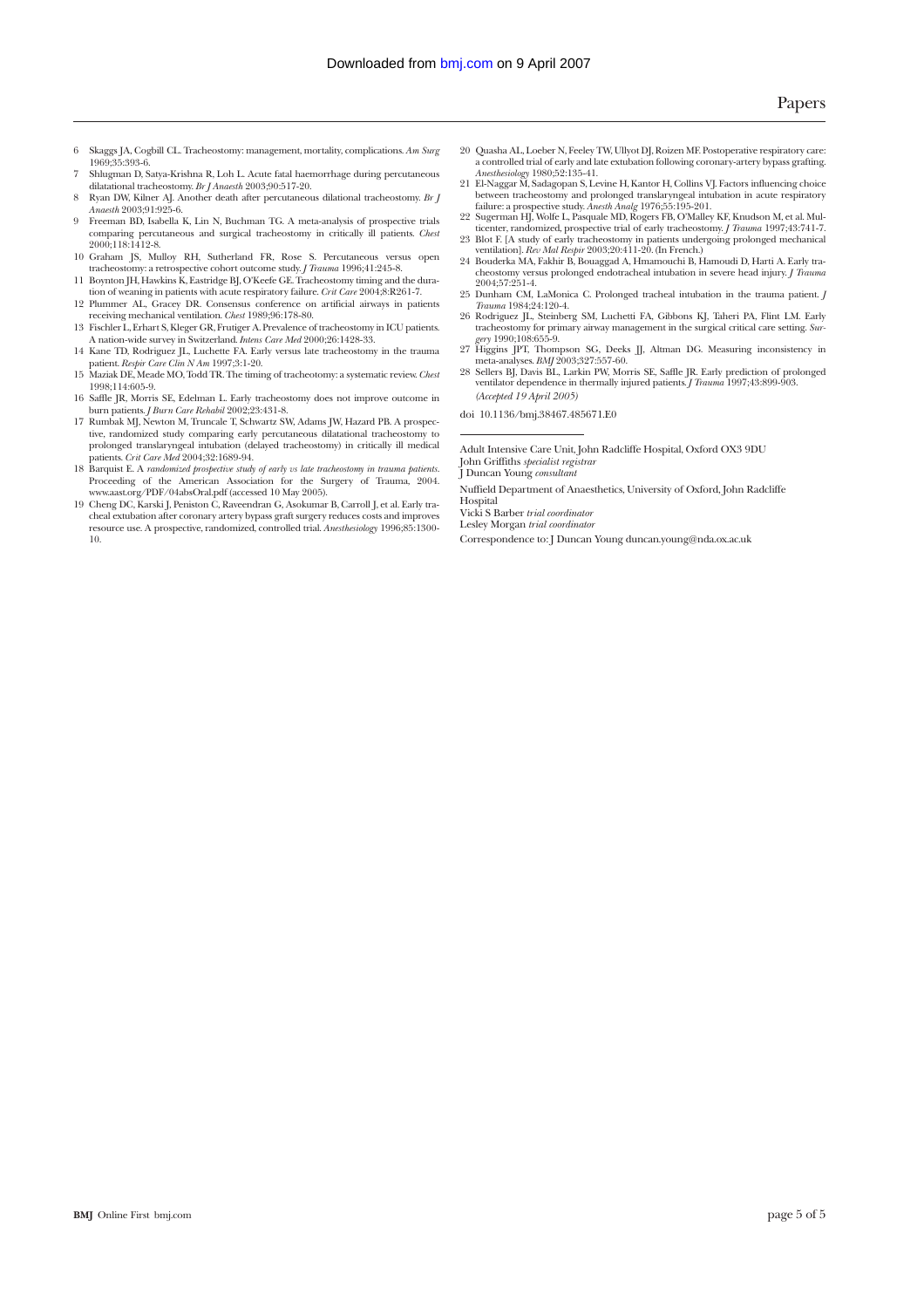6 Skaggs JA, Cogbill CL. Tracheostomy: management, mortality, complications. *Am Surg* 1969;35:393-6.
7 Shlugman D, Satya-Krishna R, Loh L. Acute fatal haemorrhage during percutaneous dilatational tracheostomy. *Br J Anaesth* 2003;90:517-20.
8 Ryan DW, Kilner AJ. Another death after percutaneous dilational tracheostomy. *Br J Anaesth* 2003;91:925-6.
9 Freeman BD, Isabella K, Lin N, Buchman TG. A meta-analysis of prospective trials comparing percutaneous and surgical tracheostomy in critically ill patients. *Chest* 2000;118:1412-8.
10 Graham JS, Mulloy RH, Sutherland FR, Rose S. Percutaneous versus open tracheostomy: a retrospective cohort outcome study. *J Trauma* 1996;41:245-8.
11 Boynton JH, Hawkins K, Eastridge BJ, O'Keefe GE. Tracheostomy timing and the duration of weaning in patients with acute respiratory failure. *Crit Care* 2004;8:R261-7.
12 Plummer AL, Gracey DR. Consensus conference on artificial airways in patients receiving mechanical ventilation. *Chest* 1989;96:178-80.
13 Fischler L, Erhart S, Kleger GR, Frutiger A. Prevalence of tracheostomy in ICU patients. A nation-wide survey in Switzerland. *Intens Care Med* 2000;26:1428-33.
14 Kane TD, Rodriguez JL, Luchette FA. Early versus late tracheostomy in the trauma patient. *Respir Care Clin N Am* 1997;3:1-20.
15 Maziak DE, Meade MO, Todd TR. The timing of tracheotomy: a systematic review. *Chest* 1998;114:605-9.
16 Saffle JR, Morris SE, Edelman L. Early tracheostomy does not improve outcome in burn patients. *J Burn Care Rehabil* 2002;23:431-8.
17 Rumbak MJ, Newton M, Truncale T, Schwartz SW, Adams JW, Hazard PB. A prospective, randomized study comparing early percutaneous dilatational tracheostomy to prolonged translaryngeal intubation (delayed tracheostomy) in critically ill medical patients. *Crit Care Med* 2004;32:1689-94.
18 Barquist E. A *randomized prospective study of early vs late tracheostomy in trauma patients*. Proceeding of the American Association for the Surgery of Trauma, 2004. www.aast.org/PDF/04absOral.pdf (accessed 10 May 2005).
19 Cheng DC, Karski J, Peniston C, Raveendran G, Asokumar B, Carroll J, et al. Early tracheal extubation after coronary artery bypass graft surgery reduces costs and improves resource use. A prospective, randomized, controlled trial. *Anesthesiology* 1996;85:1300-10.
20 Quasha AL, Loeber N, Feeley TW, Ullyot DJ, Roizen MF. Postoperative respiratory care: a controlled trial of early and late extubation following coronary-artery bypass grafting. *Anesthesiology* 1980;52:135-41.
21 El-Naggar M, Sadagopan S, Levine H, Kantor H, Collins VJ. Factors influencing choice between tracheostomy and prolonged translaryngeal intubation in acute respiratory failure: a prospective study. *Anesth Analg* 1976;55:195-201.
22 Sugerman HJ, Wolfe L, Pasquale MD, Rogers FB, O'Malley KF, Knudson M, et al. Multicenter, randomized, prospective trial of early tracheostomy. *J Trauma* 1997;43:741-7.
23 Blot F. [A study of early tracheostomy in patients undergoing prolonged mechanical ventilation]. *Rev Mal Respir* 2003;20:411-20. (In French.)
24 Bouderka MA, Fakhir B, Bouaggad A, Hmamouchi B, Hamoudi D, Harti A. Early tracheostomy versus prolonged endotracheal intubation in severe head injury. *J Trauma* 2004;57:251-4.
25 Dunham CM, LaMonica C. Prolonged tracheal intubation in the trauma patient. *J Trauma* 1984;24:120-4.
26 Rodriguez JL, Steinberg SM, Luchetti FA, Gibbons KJ, Taheri PA, Flint LM. Early tracheostomy for primary airway management in the surgical critical care setting. *Surgery* 1990;108:655-9.
27 Higgins JPT, Thompson SG, Deeks JJ, Altman DG. Measuring inconsistency in meta-analyses. *BMJ* 2003;327:557-60.
28 Sellers BJ, Davis BL, Larkin PW, Morris SE, Saffle JR. Early prediction of prolonged ventilator dependence in thermally injured patients. *J Trauma* 1997;43:899-903.

*(Accepted 19 April 2005)*

doi 10.1136/bmj.38467.485671.E0

Adult Intensive Care Unit, John Radcliffe Hospital, Oxford OX3 9DU
John Griffiths *specialist registrar*
J Duncan Young *consultant*

Nuffield Department of Anaesthetics, University of Oxford, John Radcliffe Hospital
Vicki S Barber *trial coordinator*
Lesley Morgan *trial coordinator*

Correspondence to: J Duncan Young duncan.young@nda.ox.ac.uk